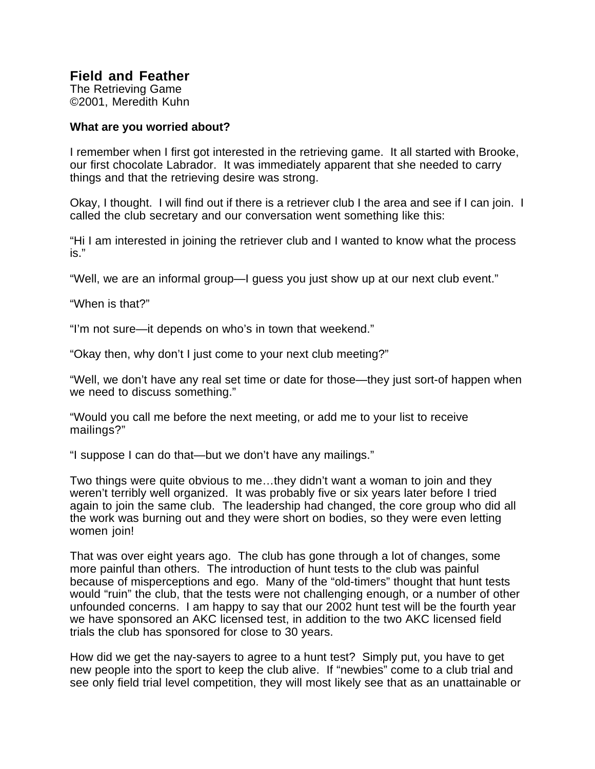# Field and Feather

The Retrieving Game
©2001, Meredith Kuhn

**What are you worried about?**

I remember when I first got interested in the retrieving game. It all started with Brooke, our first chocolate Labrador. It was immediately apparent that she needed to carry things and that the retrieving desire was strong.

Okay, I thought. I will find out if there is a retriever club I the area and see if I can join. I called the club secretary and our conversation went something like this:

"Hi I am interested in joining the retriever club and I wanted to know what the process is."

"Well, we are an informal group—I guess you just show up at our next club event."

"When is that?"

"I'm not sure—it depends on who's in town that weekend."

"Okay then, why don't I just come to your next club meeting?"

"Well, we don't have any real set time or date for those—they just sort-of happen when we need to discuss something."

"Would you call me before the next meeting, or add me to your list to receive mailings?"

"I suppose I can do that—but we don't have any mailings."

Two things were quite obvious to me…they didn't want a woman to join and they weren't terribly well organized. It was probably five or six years later before I tried again to join the same club. The leadership had changed, the core group who did all the work was burning out and they were short on bodies, so they were even letting women join!

That was over eight years ago. The club has gone through a lot of changes, some more painful than others. The introduction of hunt tests to the club was painful because of misperceptions and ego. Many of the "old-timers" thought that hunt tests would "ruin" the club, that the tests were not challenging enough, or a number of other unfounded concerns. I am happy to say that our 2002 hunt test will be the fourth year we have sponsored an AKC licensed test, in addition to the two AKC licensed field trials the club has sponsored for close to 30 years.

How did we get the nay-sayers to agree to a hunt test? Simply put, you have to get new people into the sport to keep the club alive. If "newbies" come to a club trial and see only field trial level competition, they will most likely see that as an unattainable or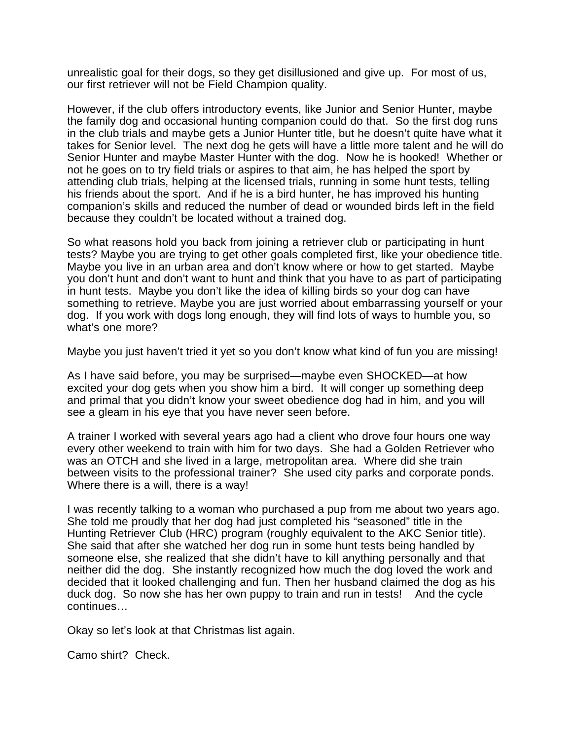unrealistic goal for their dogs, so they get disillusioned and give up. For most of us, our first retriever will not be Field Champion quality.

However, if the club offers introductory events, like Junior and Senior Hunter, maybe the family dog and occasional hunting companion could do that. So the first dog runs in the club trials and maybe gets a Junior Hunter title, but he doesn't quite have what it takes for Senior level. The next dog he gets will have a little more talent and he will do Senior Hunter and maybe Master Hunter with the dog. Now he is hooked! Whether or not he goes on to try field trials or aspires to that aim, he has helped the sport by attending club trials, helping at the licensed trials, running in some hunt tests, telling his friends about the sport. And if he is a bird hunter, he has improved his hunting companion's skills and reduced the number of dead or wounded birds left in the field because they couldn't be located without a trained dog.

So what reasons hold you back from joining a retriever club or participating in hunt tests? Maybe you are trying to get other goals completed first, like your obedience title. Maybe you live in an urban area and don't know where or how to get started. Maybe you don't hunt and don't want to hunt and think that you have to as part of participating in hunt tests. Maybe you don't like the idea of killing birds so your dog can have something to retrieve. Maybe you are just worried about embarrassing yourself or your dog. If you work with dogs long enough, they will find lots of ways to humble you, so what's one more?

Maybe you just haven't tried it yet so you don't know what kind of fun you are missing!

As I have said before, you may be surprised—maybe even SHOCKED—at how excited your dog gets when you show him a bird. It will conger up something deep and primal that you didn't know your sweet obedience dog had in him, and you will see a gleam in his eye that you have never seen before.

A trainer I worked with several years ago had a client who drove four hours one way every other weekend to train with him for two days. She had a Golden Retriever who was an OTCH and she lived in a large, metropolitan area. Where did she train between visits to the professional trainer? She used city parks and corporate ponds. Where there is a will, there is a way!

I was recently talking to a woman who purchased a pup from me about two years ago. She told me proudly that her dog had just completed his "seasoned" title in the Hunting Retriever Club (HRC) program (roughly equivalent to the AKC Senior title). She said that after she watched her dog run in some hunt tests being handled by someone else, she realized that she didn't have to kill anything personally and that neither did the dog. She instantly recognized how much the dog loved the work and decided that it looked challenging and fun. Then her husband claimed the dog as his duck dog. So now she has her own puppy to train and run in tests! And the cycle continues…

Okay so let's look at that Christmas list again.

Camo shirt? Check.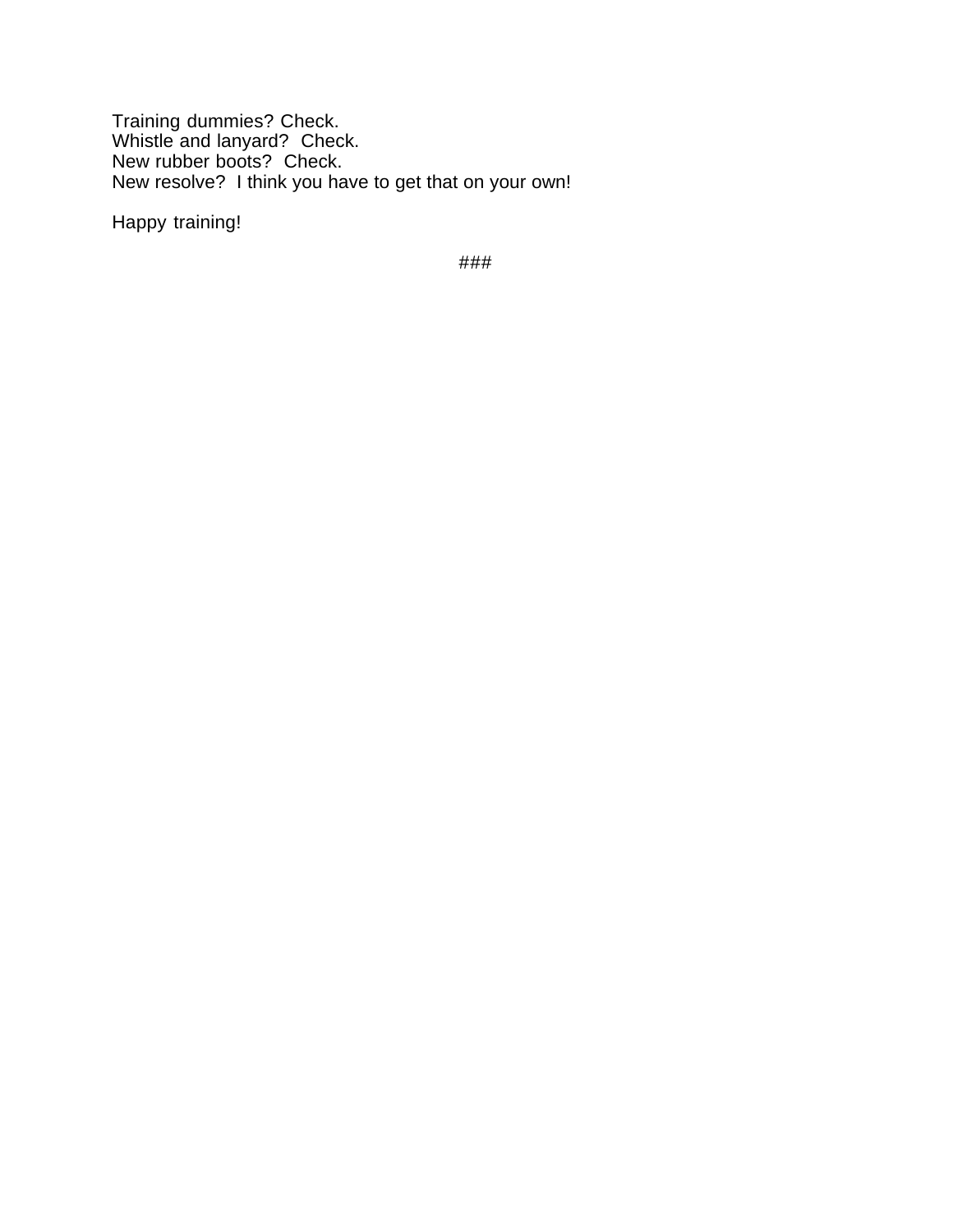Training dummies? Check.
Whistle and lanyard? Check.
New rubber boots? Check.
New resolve? I think you have to get that on your own!

Happy training!

###